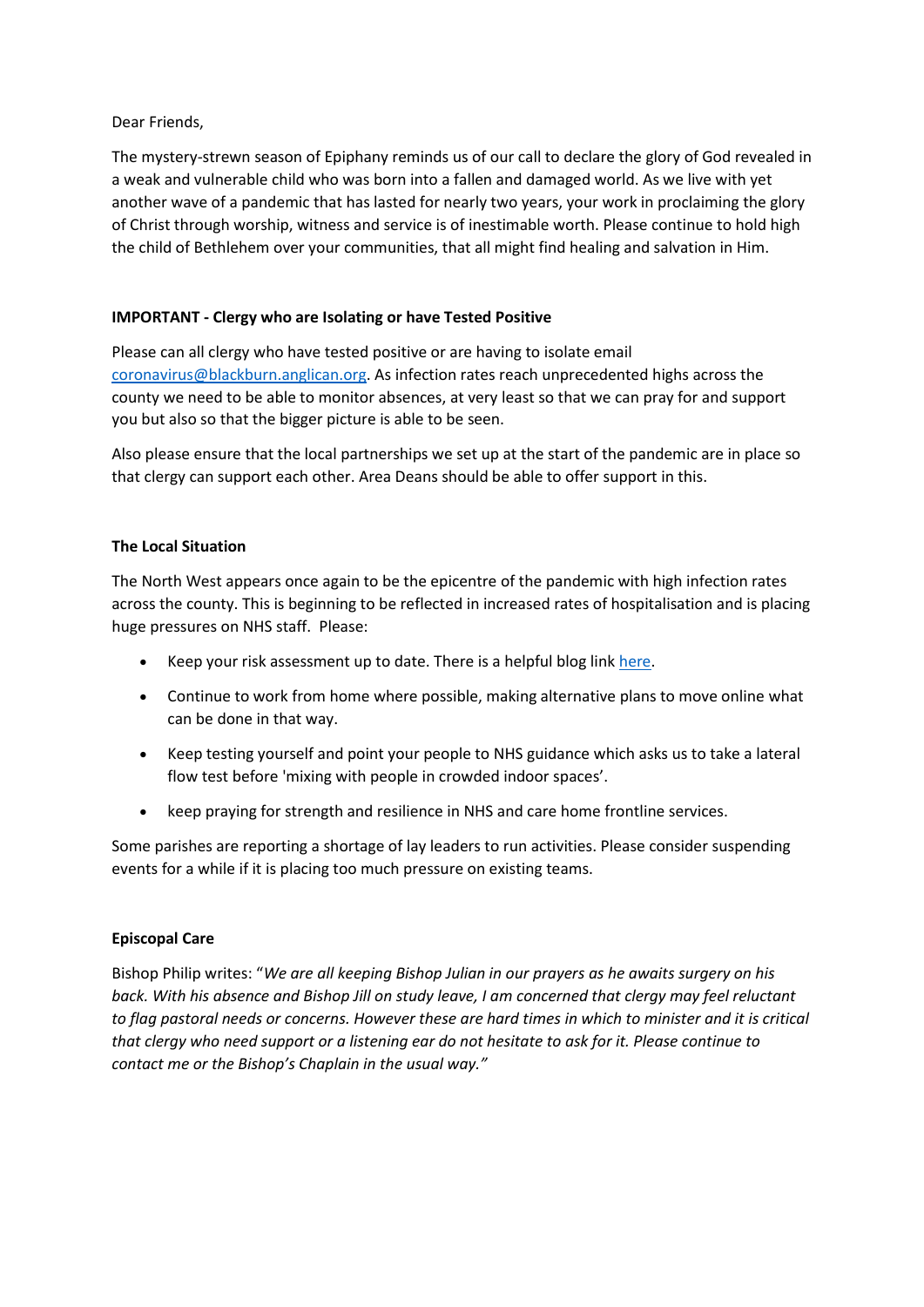Dear Friends,

The mystery-strewn season of Epiphany reminds us of our call to declare the glory of God revealed in a weak and vulnerable child who was born into a fallen and damaged world. As we live with yet another wave of a pandemic that has lasted for nearly two years, your work in proclaiming the glory of Christ through worship, witness and service is of inestimable worth. Please continue to hold high the child of Bethlehem over your communities, that all might find healing and salvation in Him.

**IMPORTANT - Clergy who are Isolating or have Tested Positive**

Please can all clergy who have tested positive or are having to isolate email [coronavirus@blackburn.anglican.org](mailto:coronavirus@blackburn.anglican.org). As infection rates reach unprecedented highs across the county we need to be able to monitor absences, at very least so that we can pray for and support you but also so that the bigger picture is able to be seen.

Also please ensure that the local partnerships we set up at the start of the pandemic are in place so that clergy can support each other. Area Deans should be able to offer support in this.

**The Local Situation**

The North West appears once again to be the epicentre of the pandemic with high infection rates across the county. This is beginning to be reflected in increased rates of hospitalisation and is placing huge pressures on NHS staff. Please:

- Keep your risk assessment up to date. There is a helpful blog link here.
- Continue to work from home where possible, making alternative plans to move online what can be done in that way.
- Keep testing yourself and point your people to NHS guidance which asks us to take a lateral flow test before 'mixing with people in crowded indoor spaces'.
- keep praying for strength and resilience in NHS and care home frontline services.

Some parishes are reporting a shortage of lay leaders to run activities. Please consider suspending events for a while if it is placing too much pressure on existing teams.

**Episcopal Care**

Bishop Philip writes: "*We are all keeping Bishop Julian in our prayers as he awaits surgery on his back. With his absence and Bishop Jill on study leave, I am concerned that clergy may feel reluctant to flag pastoral needs or concerns. However these are hard times in which to minister and it is critical that clergy who need support or a listening ear do not hesitate to ask for it. Please continue to contact me or the Bishop's Chaplain in the usual way."*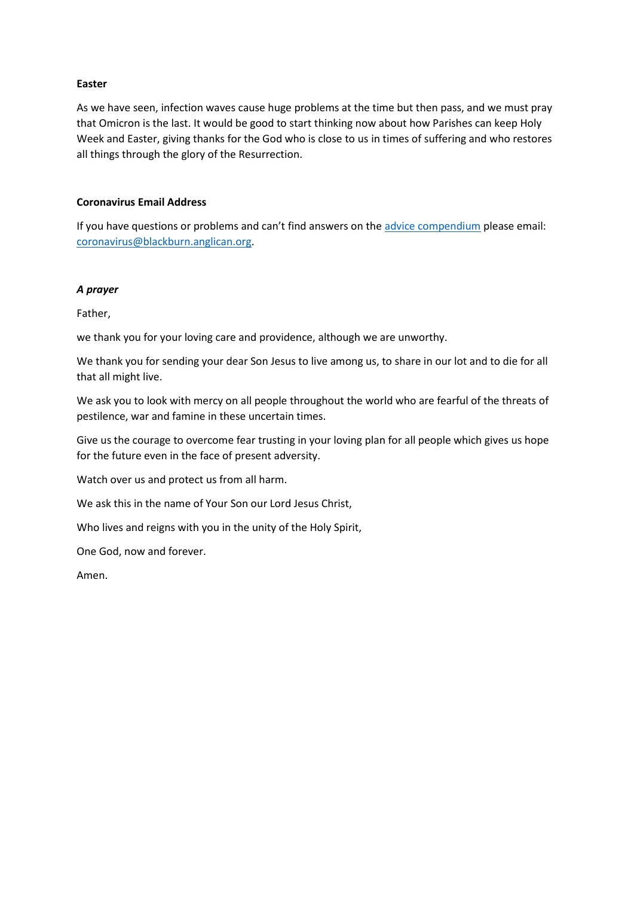**Easter**

As we have seen, infection waves cause huge problems at the time but then pass, and we must pray that Omicron is the last. It would be good to start thinking now about how Parishes can keep Holy Week and Easter, giving thanks for the God who is close to us in times of suffering and who restores all things through the glory of the Resurrection.

**Coronavirus Email Address**

If you have questions or problems and can't find answers on the advice compendium please email: coronavirus@blackburn.anglican.org.

***A prayer***

Father,

we thank you for your loving care and providence, although we are unworthy.

We thank you for sending your dear Son Jesus to live among us, to share in our lot and to die for all that all might live.

We ask you to look with mercy on all people throughout the world who are fearful of the threats of pestilence, war and famine in these uncertain times.

Give us the courage to overcome fear trusting in your loving plan for all people which gives us hope for the future even in the face of present adversity.

Watch over us and protect us from all harm.

We ask this in the name of Your Son our Lord Jesus Christ,

Who lives and reigns with you in the unity of the Holy Spirit,

One God, now and forever.

Amen.